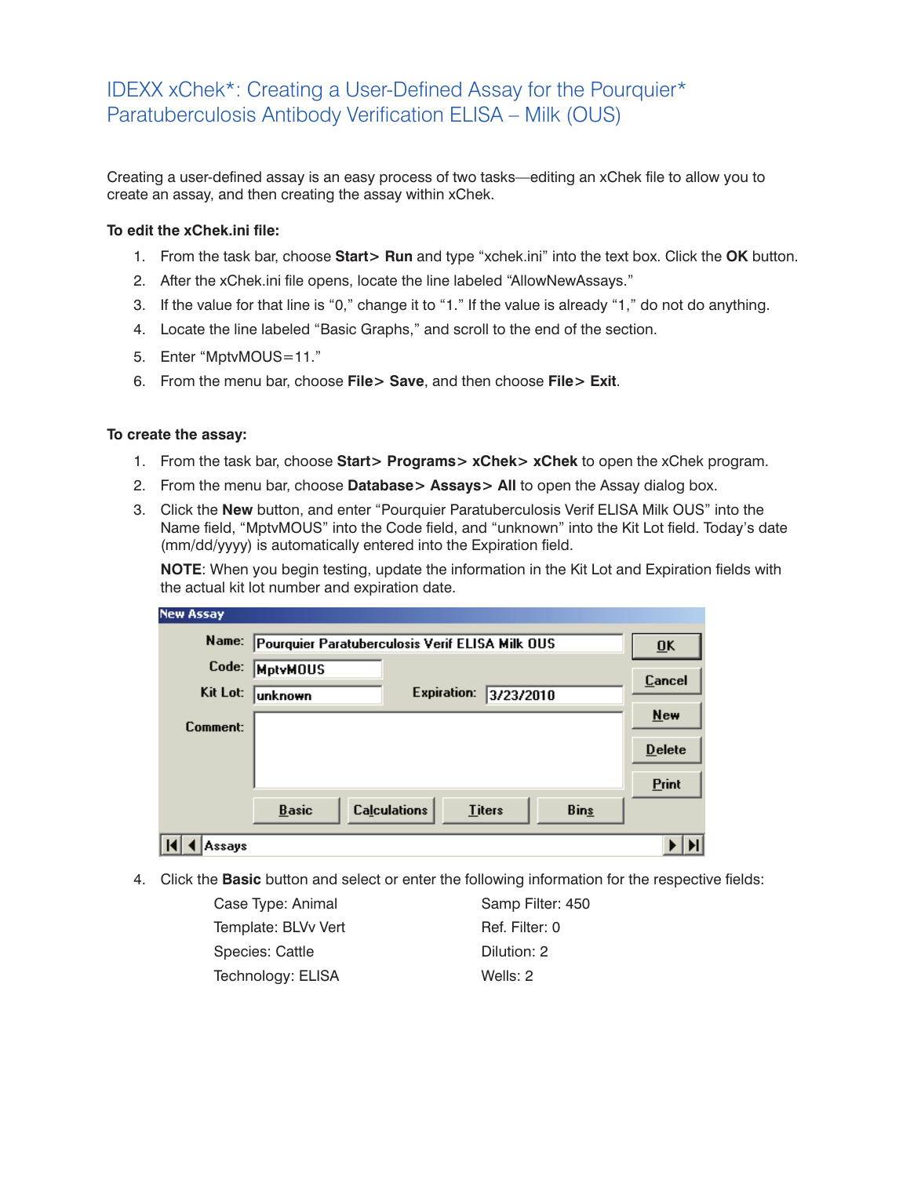# IDEXX xChek*: Creating a User-Defined Assay for the Pourquier* Paratuberculosis Antibody Verification ELISA – Milk (OUS)

Creating a user-defined assay is an easy process of two tasks—editing an xChek file to allow you to create an assay, and then creating the assay within xChek.

**To edit the xChek.ini file:**

1. From the task bar, choose **Start> Run** and type "xchek.ini" into the text box. Click the **OK** button.
2. After the xChek.ini file opens, locate the line labeled "AllowNewAssays."
3. If the value for that line is "0," change it to "1." If the value is already "1," do not do anything.
4. Locate the line labeled "Basic Graphs," and scroll to the end of the section.
5. Enter "MptvMOUS=11."
6. From the menu bar, choose **File> Save**, and then choose **File> Exit**.

**To create the assay:**

1. From the task bar, choose **Start> Programs> xChek> xChek** to open the xChek program.
2. From the menu bar, choose **Database> Assays> All** to open the Assay dialog box.
3. Click the **New** button, and enter "Pourquier Paratuberculosis Verif ELISA Milk OUS" into the Name field, "MptvMOUS" into the Code field, and "unknown" into the Kit Lot field. Today's date (mm/dd/yyyy) is automatically entered into the Expiration field.

   **NOTE**: When you begin testing, update the information in the Kit Lot and Expiration fields with the actual kit lot number and expiration date.

   New Assay

   Name: Pourquier Paratuberculosis Verif ELISA Milk OUS
   Code: MptvMOUS
   Kit Lot: unknown    Expiration: 3/23/2010
   Comment:

   OK | Cancel | New | Delete | Print
   Basic | Calculations | Titers | Bins
   Assays

4. Click the **Basic** button and select or enter the following information for the respective fields:

   Case Type: Animal
   Template: BLVv Vert
   Species: Cattle
   Technology: ELISA
   Samp Filter: 450
   Ref. Filter: 0
   Dilution: 2
   Wells: 2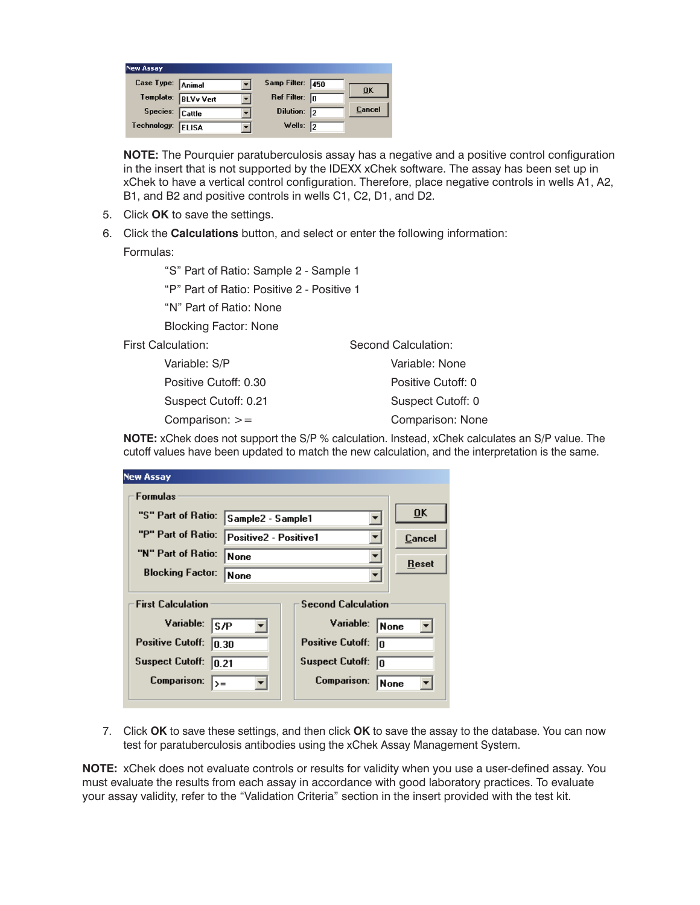| New Assay | | | |
|---|---|---|---|
| Case Type: | Animal | Samp Filter: | 450 |
| Template: | BLVv Vert | Ref Filter: | 0 |
| Species: | Cattle | Dilution: | 2 |
| Technology: | ELISA | Wells: | 2 |

OK | Cancel

**NOTE:** The Pourquier paratuberculosis assay has a negative and a positive control configuration in the insert that is not supported by the IDEXX xChek software. The assay has been set up in xChek to have a vertical control configuration. Therefore, place negative controls in wells A1, A2, B1, and B2 and positive controls in wells C1, C2, D1, and D2.

5. Click **OK** to save the settings.
6. Click the **Calculations** button, and select or enter the following information:

   Formulas:

   "S" Part of Ratio: Sample 2 - Sample 1

   "P" Part of Ratio: Positive 2 - Positive 1

   "N" Part of Ratio: None

   Blocking Factor: None

   First Calculation:

   Variable: S/P

   Positive Cutoff: 0.30

   Suspect Cutoff: 0.21

   Comparison: >=

   Second Calculation:

   Variable: None

   Positive Cutoff: 0

   Suspect Cutoff: 0

   Comparison: None

   **NOTE:** xChek does not support the S/P % calculation. Instead, xChek calculates an S/P value. The cutoff values have been updated to match the new calculation, and the interpretation is the same.

New Assay

Formulas

| | |
|---|---|
| "S" Part of Ratio: | Sample2 - Sample1 |
| "P" Part of Ratio: | Positive2 - Positive1 |
| "N" Part of Ratio: | None |
| Blocking Factor: | None |

OK | Cancel | Reset

| First Calculation | | Second Calculation | |
|---|---|---|---|
| Variable: | S/P | Variable: | None |
| Positive Cutoff: | 0.30 | Positive Cutoff: | 0 |
| Suspect Cutoff: | 0.21 | Suspect Cutoff: | 0 |
| Comparison: | >= | Comparison: | None |

7. Click **OK** to save these settings, and then click **OK** to save the assay to the database. You can now test for paratuberculosis antibodies using the xChek Assay Management System.

**NOTE:** xChek does not evaluate controls or results for validity when you use a user-defined assay. You must evaluate the results from each assay in accordance with good laboratory practices. To evaluate your assay validity, refer to the "Validation Criteria" section in the insert provided with the test kit.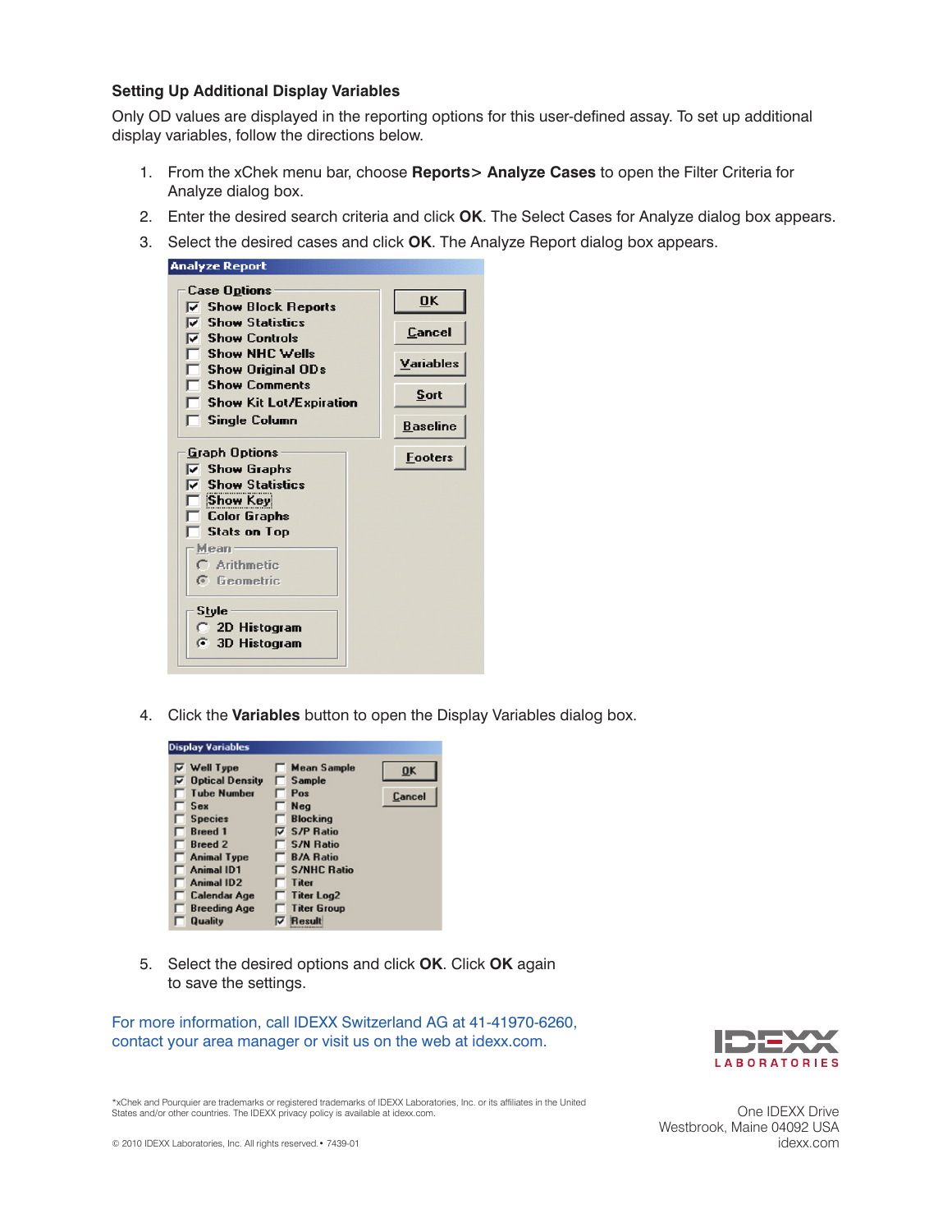### Setting Up Additional Display Variables

Only OD values are displayed in the reporting options for this user-defined assay. To set up additional display variables, follow the directions below.

1. From the xChek menu bar, choose **Reports> Analyze Cases** to open the Filter Criteria for Analyze dialog box.
2. Enter the desired search criteria and click **OK**. The Select Cases for Analyze dialog box appears.
3. Select the desired cases and click **OK**. The Analyze Report dialog box appears.
4. Click the **Variables** button to open the Display Variables dialog box.
5. Select the desired options and click **OK**. Click **OK** again to save the settings.

For more information, call IDEXX Switzerland AG at 41-41970-6260, contact your area manager or visit us on the web at idexx.com.

*xChek and Pourquier are trademarks or registered trademarks of IDEXX Laboratories, Inc. or its affiliates in the United States and/or other countries. The IDEXX privacy policy is available at idexx.com.

© 2010 IDEXX Laboratories, Inc. All rights reserved. • 7439-01

One IDEXX Drive
Westbrook, Maine 04092 USA
idexx.com